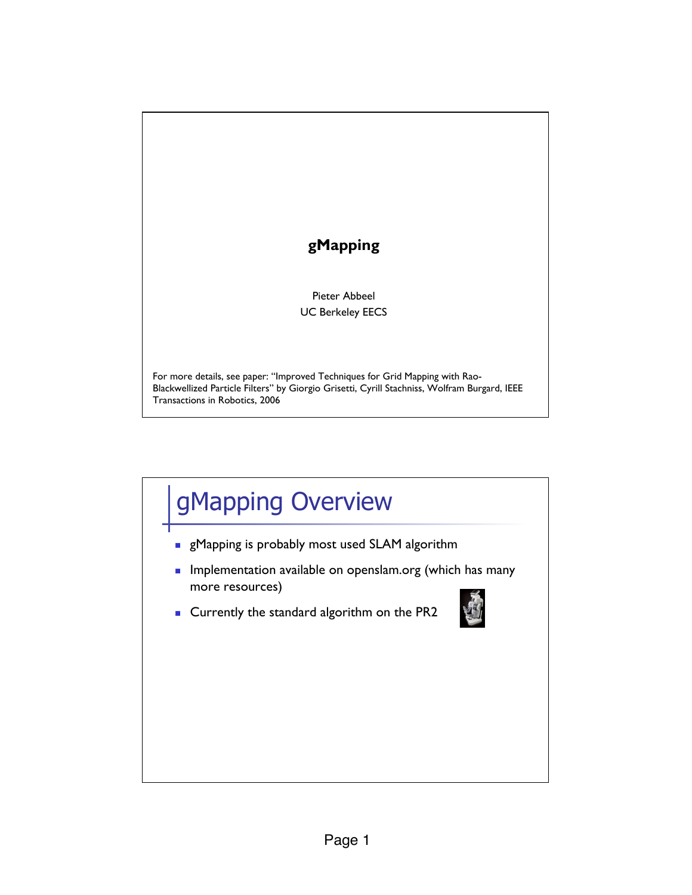# gMapping

Pieter Abbeel
UC Berkeley EECS

For more details, see paper: "Improved Techniques for Grid Mapping with Rao-Blackwellized Particle Filters" by Giorgio Grisetti, Cyrill Stachniss, Wolfram Burgard, IEEE Transactions in Robotics, 2006

## gMapping Overview

- gMapping is probably most used SLAM algorithm
- Implementation available on openslam.org (which has many more resources)
- Currently the standard algorithm on the PR2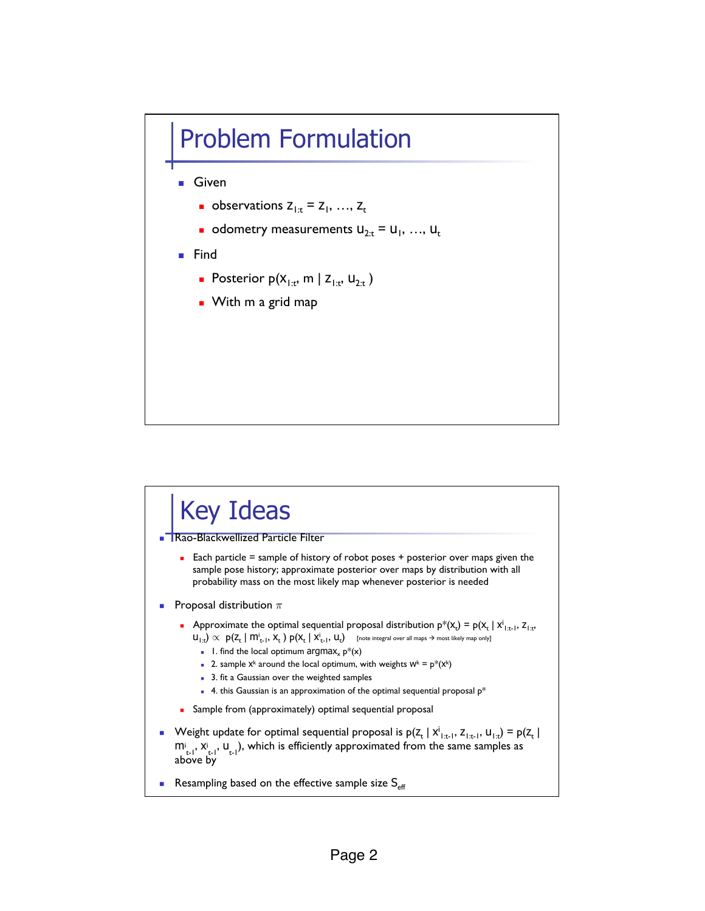# Problem Formulation

- Given
  - observations $z_{1:t} = z_1, \ldots, z_t$
  - odometry measurements $u_{2:t} = u_1, \ldots, u_t$
- Find
  - Posterior $p(x_{1:t}, m \mid z_{1:t}, u_{2:t})$
  - With m a grid map

# Key Ideas

- Rao-Blackwellized Particle Filter
  - Each particle = sample of history of robot poses + posterior over maps given the sample pose history; approximate posterior over maps by distribution with all probability mass on the most likely map whenever posterior is needed
- Proposal distribution $\pi$
  - Approximate the optimal sequential proposal distribution $p^*(x_t) = p(x_t \mid x^i_{1:t-1}, z_{1:t}, u_{1:t}) \propto p(z_t \mid m^i_{t-1}, x_t) \, p(x_t \mid x^i_{t-1}, u_t)$ [note integral over all maps → most likely map only]
    - 1. find the local optimum $\text{argmax}_x \, p^*(x)$
    - 2. sample $x^k$ around the local optimum, with weights $w^k = p^*(x^k)$
    - 3. fit a Gaussian over the weighted samples
    - 4. this Gaussian is an approximation of the optimal sequential proposal $p^*$
  - Sample from (approximately) optimal sequential proposal
- Weight update for optimal sequential proposal is $p(z_t \mid x^i_{1:t-1}, z_{1:t-1}, u_{1:t}) = p(z_t \mid m^i_{t-1}, x^i_{t-1}, u_{t-1})$, which is efficiently approximated from the same samples as above by
- Resampling based on the effective sample size $S_{eff}$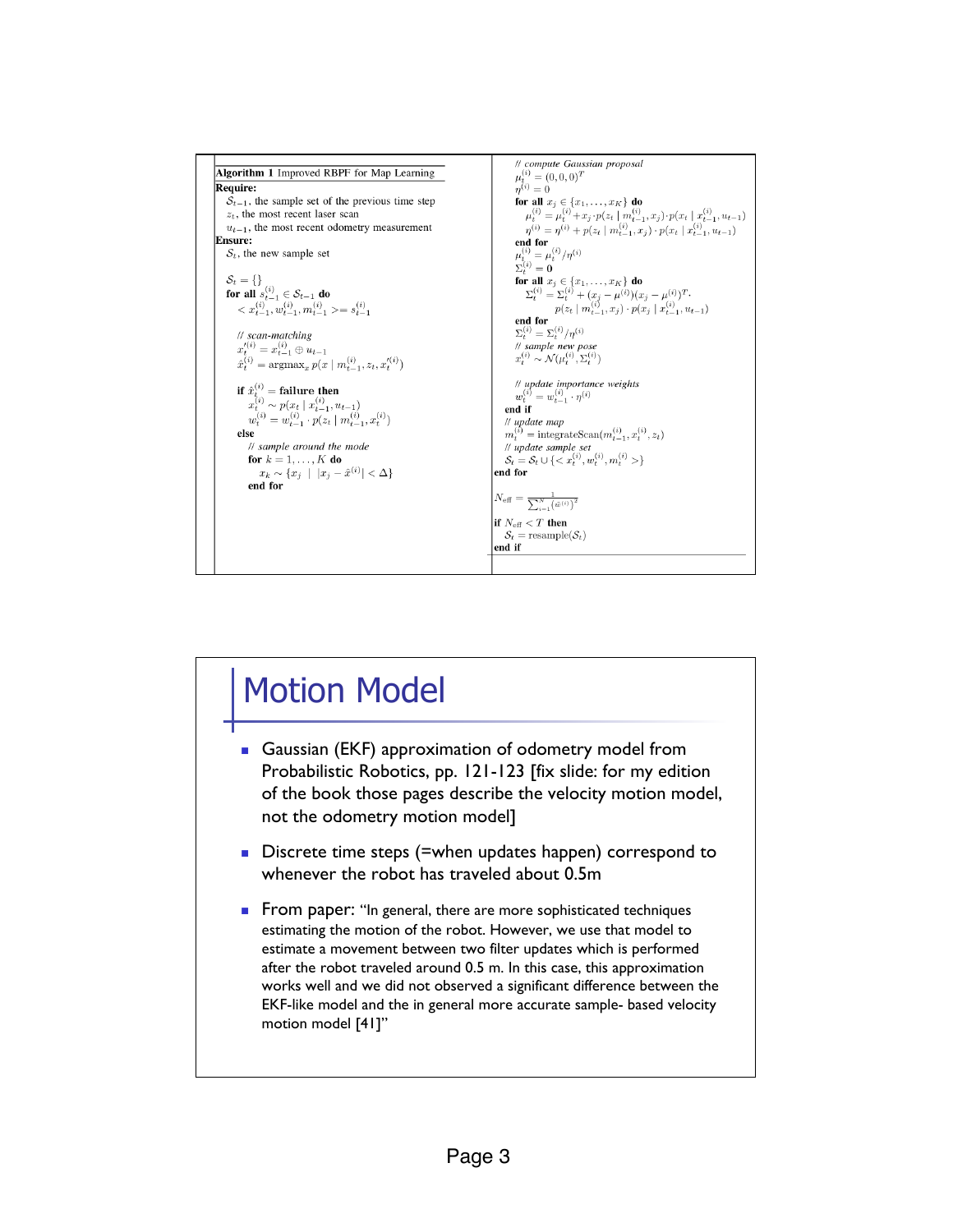**Algorithm 1** Improved RBPF for Map Learning

**Require:**

$\mathcal{S}_{t-1}$, the sample set of the previous time step

$z_t$, the most recent laser scan

$u_{t-1}$, the most recent odometry measurement

**Ensure:**

$\mathcal{S}_t$, the new sample set

```
S_t = {}
for all s_{t-1}^(i) ∈ S_{t-1} do
  < x_{t-1}^(i), w_{t-1}^(i), m_{t-1}^(i) > = s_{t-1}^(i)

  // scan-matching
  x'_t^(i) = x_{t-1}^(i) ⊕ u_{t-1}
  x̂_t^(i) = argmax_x p(x | m_{t-1}^(i), z_t, x'_t^(i))

  if x̂_t^(i) = failure then
    x_t^(i) ~ p(x_t | x_{t-1}^(i), u_{t-1})
    w_t^(i) = w_{t-1}^(i) · p(z_t | m_{t-1}^(i), x_t^(i))
  else
    // sample around the mode
    for k = 1, ..., K do
      x_k ~ {x_j | |x_j - x̂^(i)| < Δ}
    end for

    // compute Gaussian proposal
    μ_t^(i) = (0, 0, 0)^T
    η^(i) = 0
    for all x_j ∈ {x_1, ..., x_K} do
      μ_t^(i) = μ_t^(i) + x_j · p(z_t | m_{t-1}^(i), x_j) · p(x_t | x_{t-1}^(i), u_{t-1})
      η^(i) = η^(i) + p(z_t | m_{t-1}^(i), x_j) · p(x_t | x_{t-1}^(i), u_{t-1})
    end for
    μ_t^(i) = μ_t^(i) / η^(i)
    Σ_t^(i) = 0
    for all x_j ∈ {x_1, ..., x_K} do
      Σ_t^(i) = Σ_t^(i) + (x_j - μ^(i))(x_j - μ^(i))^T ·
                p(z_t | m_{t-1}^(i), x_j) · p(x_j | x_{t-1}^(i), u_{t-1})
    end for
    Σ_t^(i) = Σ_t^(i) / η^(i)
    // sample new pose
    x_t^(i) ~ N(μ_t^(i), Σ_t^(i))

    // update importance weights
    w_t^(i) = w_{t-1}^(i) · η^(i)
  end if
  // update map
  m_t^(i) = integrateScan(m_{t-1}^(i), x_t^(i), z_t)
  // update sample set
  S_t = S_t ∪ {< x_t^(i), w_t^(i), m_t^(i) >}
end for

N_eff = 1 / Σ_{i=1}^N (w̃^(i))^2

if N_eff < T then
  S_t = resample(S_t)
end if
```

# Motion Model

- Gaussian (EKF) approximation of odometry model from Probabilistic Robotics, pp. 121-123 [fix slide: for my edition of the book those pages describe the velocity motion model, not the odometry motion model]
- Discrete time steps (=when updates happen) correspond to whenever the robot has traveled about 0.5m
- From paper: "In general, there are more sophisticated techniques estimating the motion of the robot. However, we use that model to estimate a movement between two filter updates which is performed after the robot traveled around 0.5 m. In this case, this approximation works well and we did not observed a significant difference between the EKF-like model and the in general more accurate sample- based velocity motion model [41]"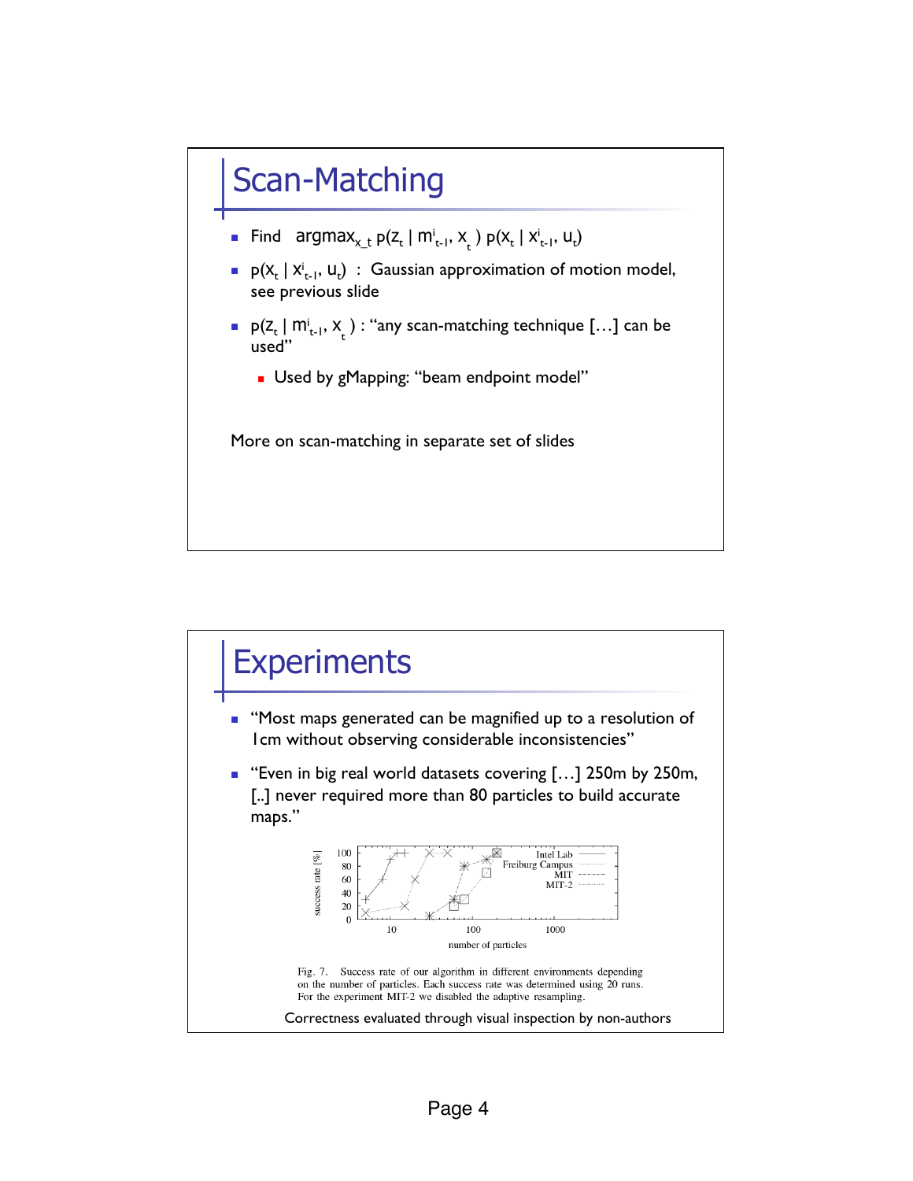# Scan-Matching

- Find $\text{argmax}_{x\_t}\, p(z_t \mid m^i_{t-1}, x_t)\, p(x_t \mid x^i_{t-1}, u_t)$
- $p(x_t \mid x^i_{t-1}, u_t)$ : Gaussian approximation of motion model, see previous slide
- $p(z_t \mid m^i_{t-1}, x_t)$ : "any scan-matching technique […] can be used"
  - Used by gMapping: "beam endpoint model"

More on scan-matching in separate set of slides

# Experiments

- "Most maps generated can be magnified up to a resolution of 1cm without observing considerable inconsistencies"
- "Even in big real world datasets covering […] 250m by 250m, [..] never required more than 80 particles to build accurate maps."

Fig. 7. Success rate of our algorithm in different environments depending on the number of particles. Each success rate was determined using 20 runs. For the experiment MIT-2 we disabled the adaptive resampling.

Correctness evaluated through visual inspection by non-authors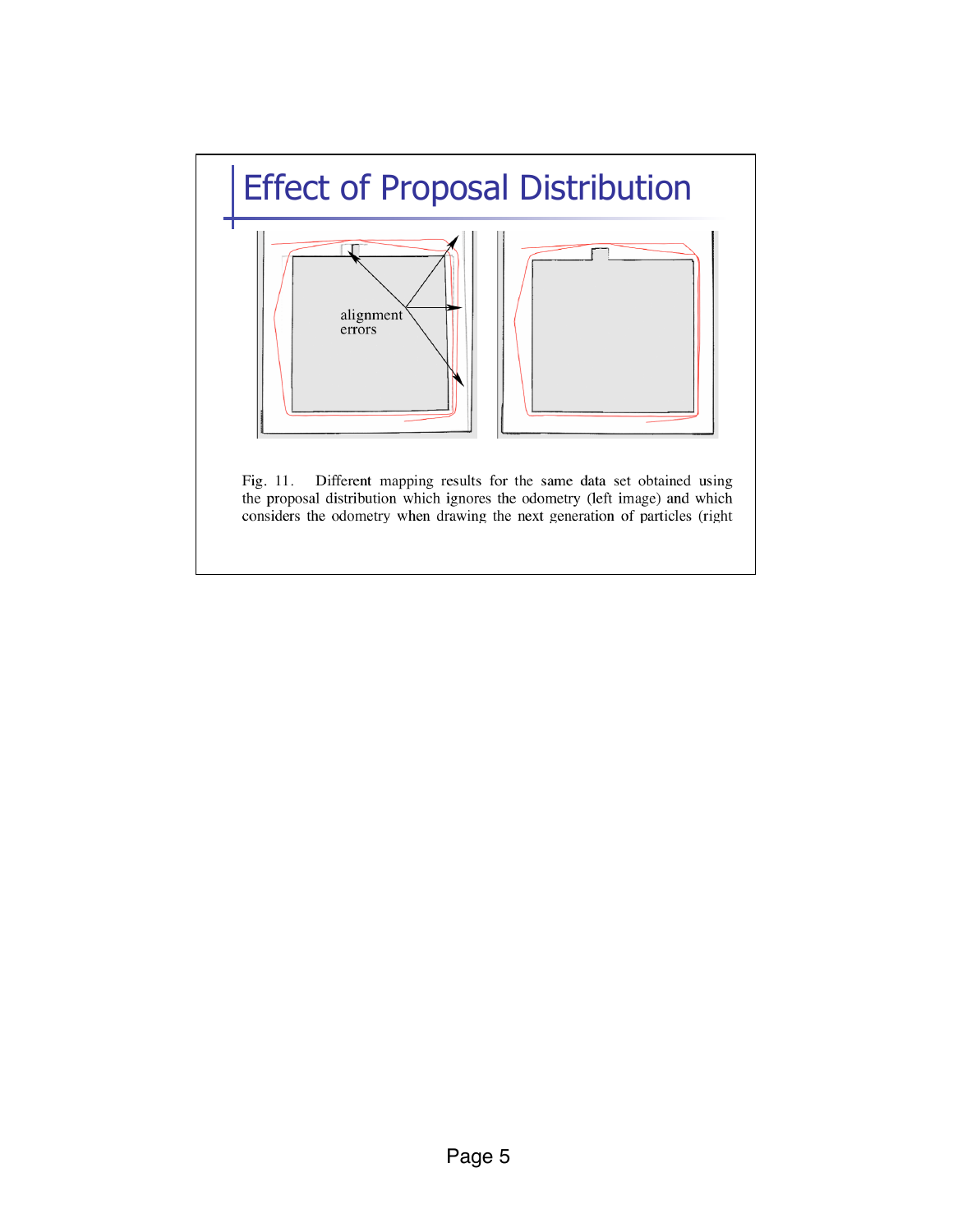# Effect of Proposal Distribution

alignment errors

Fig. 11. Different mapping results for the same data set obtained using the proposal distribution which ignores the odometry (left image) and which considers the odometry when drawing the next generation of particles (right